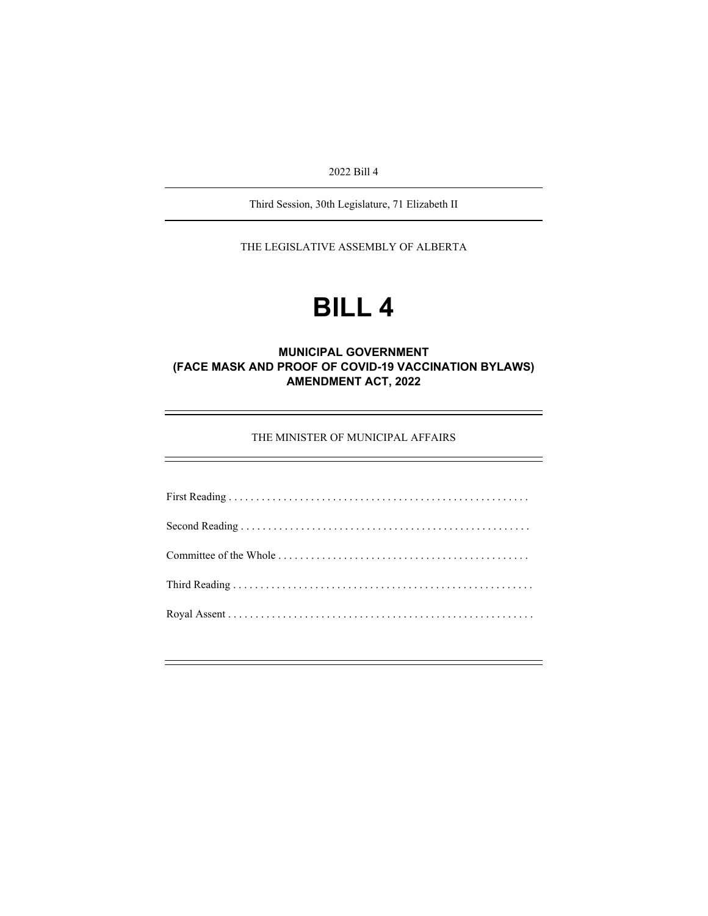2022 Bill 4

---

Third Session, 30th Legislature, 71 Elizabeth II

---

THE LEGISLATIVE ASSEMBLY OF ALBERTA

# BILL 4

## MUNICIPAL GOVERNMENT (FACE MASK AND PROOF OF COVID-19 VACCINATION BYLAWS) AMENDMENT ACT, 2022

---

THE MINISTER OF MUNICIPAL AFFAIRS

---

First Reading . . . . . . . . . . . . . . . . . . . . . . . . . . . . . . . . . . . . . . . . . . . . . . . . . . . . . .

Second Reading . . . . . . . . . . . . . . . . . . . . . . . . . . . . . . . . . . . . . . . . . . . . . . . . . . . .

Committee of the Whole . . . . . . . . . . . . . . . . . . . . . . . . . . . . . . . . . . . . . . . . . . . . .

Third Reading . . . . . . . . . . . . . . . . . . . . . . . . . . . . . . . . . . . . . . . . . . . . . . . . . . . . . .

Royal Assent . . . . . . . . . . . . . . . . . . . . . . . . . . . . . . . . . . . . . . . . . . . . . . . . . . . . . . .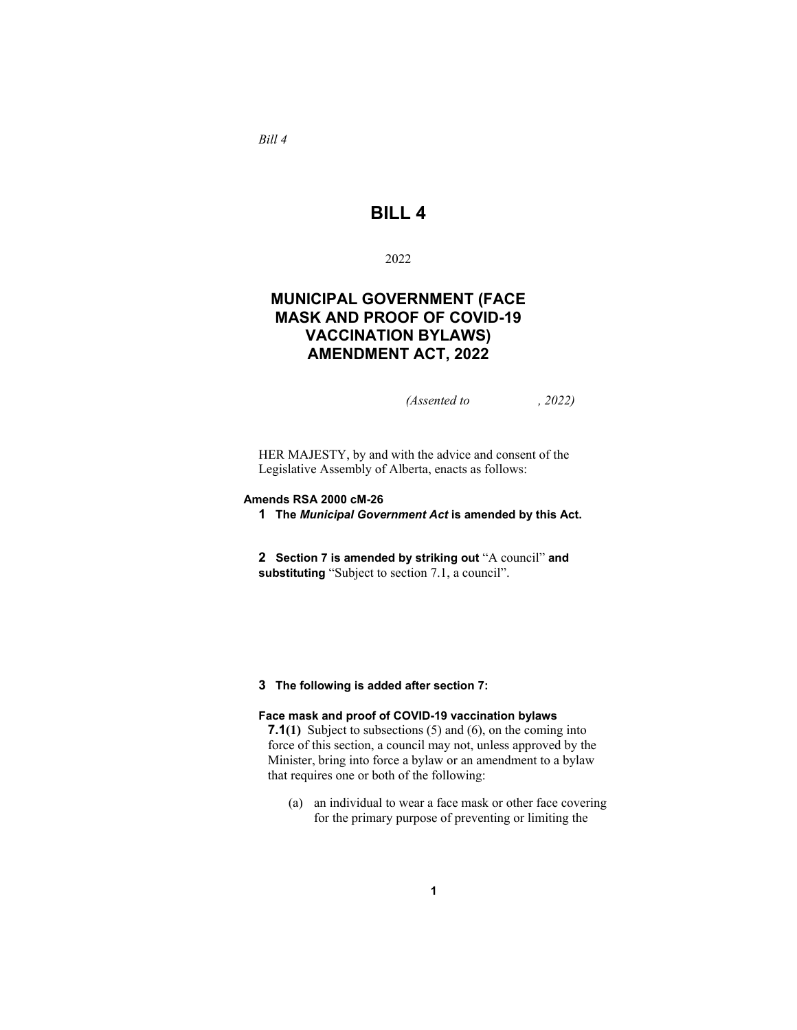*Bill 4*

# BILL 4

2022

## MUNICIPAL GOVERNMENT (FACE MASK AND PROOF OF COVID-19 VACCINATION BYLAWS) AMENDMENT ACT, 2022

*(Assented to , 2022)*

HER MAJESTY, by and with the advice and consent of the Legislative Assembly of Alberta, enacts as follows:

**Amends RSA 2000 cM-26**

**1 The *Municipal Government Act* is amended by this Act.**

**2 Section 7 is amended by striking out** "A council" **and substituting** "Subject to section 7.1, a council".

**3 The following is added after section 7:**

**Face mask and proof of COVID-19 vaccination bylaws**

**7.1(1)** Subject to subsections (5) and (6), on the coming into force of this section, a council may not, unless approved by the Minister, bring into force a bylaw or an amendment to a bylaw that requires one or both of the following:

(a) an individual to wear a face mask or other face covering for the primary purpose of preventing or limiting the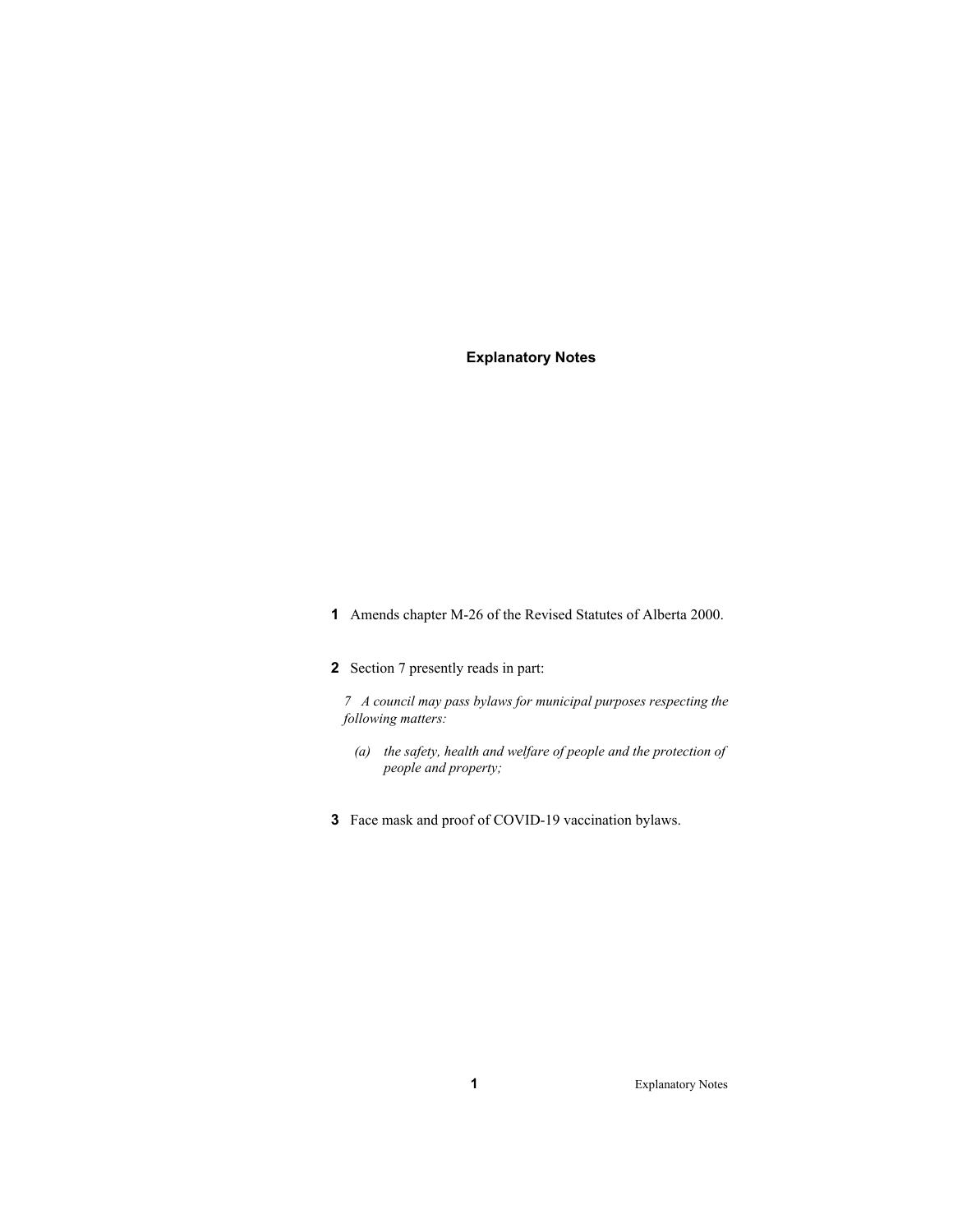## Explanatory Notes

**1** Amends chapter M-26 of the Revised Statutes of Alberta 2000.

**2** Section 7 presently reads in part:

> *7 A council may pass bylaws for municipal purposes respecting the following matters:*
>
> *(a) the safety, health and welfare of people and the protection of people and property;*

**3** Face mask and proof of COVID-19 vaccination bylaws.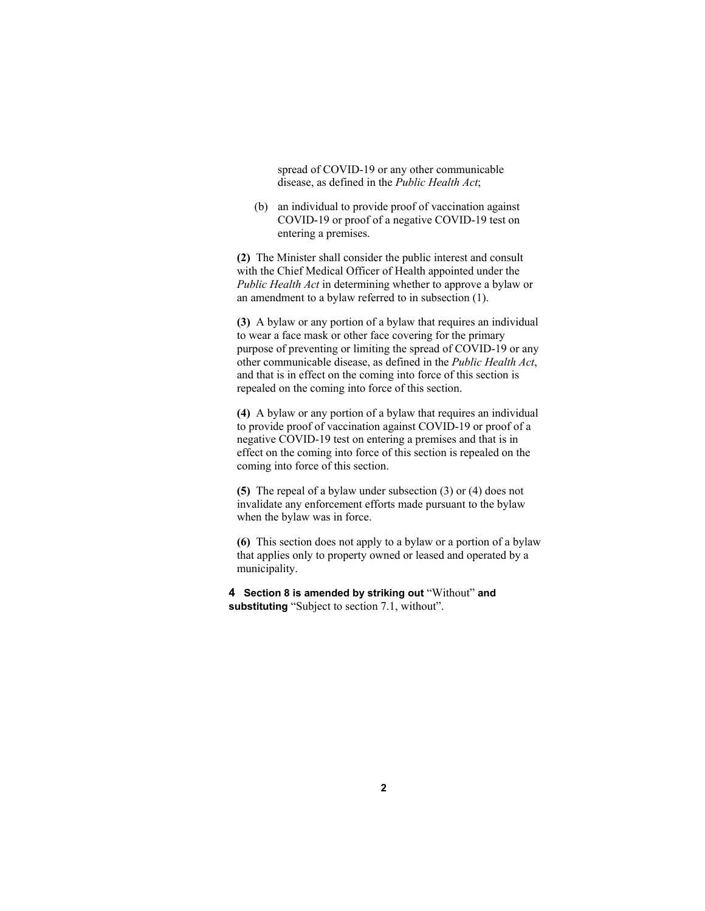spread of COVID-19 or any other communicable disease, as defined in the *Public Health Act*;

(b) an individual to provide proof of vaccination against COVID-19 or proof of a negative COVID-19 test on entering a premises.

**(2)** The Minister shall consider the public interest and consult with the Chief Medical Officer of Health appointed under the *Public Health Act* in determining whether to approve a bylaw or an amendment to a bylaw referred to in subsection (1).

**(3)** A bylaw or any portion of a bylaw that requires an individual to wear a face mask or other face covering for the primary purpose of preventing or limiting the spread of COVID-19 or any other communicable disease, as defined in the *Public Health Act*, and that is in effect on the coming into force of this section is repealed on the coming into force of this section.

**(4)** A bylaw or any portion of a bylaw that requires an individual to provide proof of vaccination against COVID-19 or proof of a negative COVID-19 test on entering a premises and that is in effect on the coming into force of this section is repealed on the coming into force of this section.

**(5)** The repeal of a bylaw under subsection (3) or (4) does not invalidate any enforcement efforts made pursuant to the bylaw when the bylaw was in force.

**(6)** This section does not apply to a bylaw or a portion of a bylaw that applies only to property owned or leased and operated by a municipality.

**4 Section 8 is amended by striking out** "Without" **and substituting** "Subject to section 7.1, without".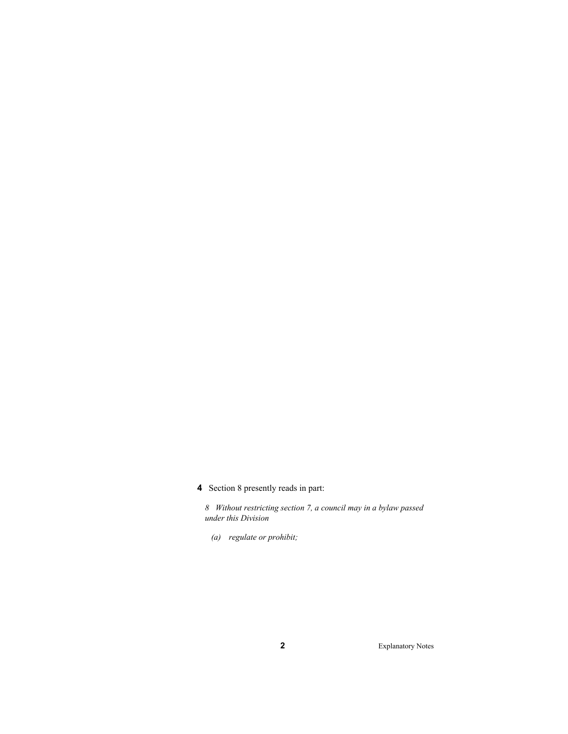**4** Section 8 presently reads in part:

*8 Without restricting section 7, a council may in a bylaw passed under this Division*

*(a) regulate or prohibit;*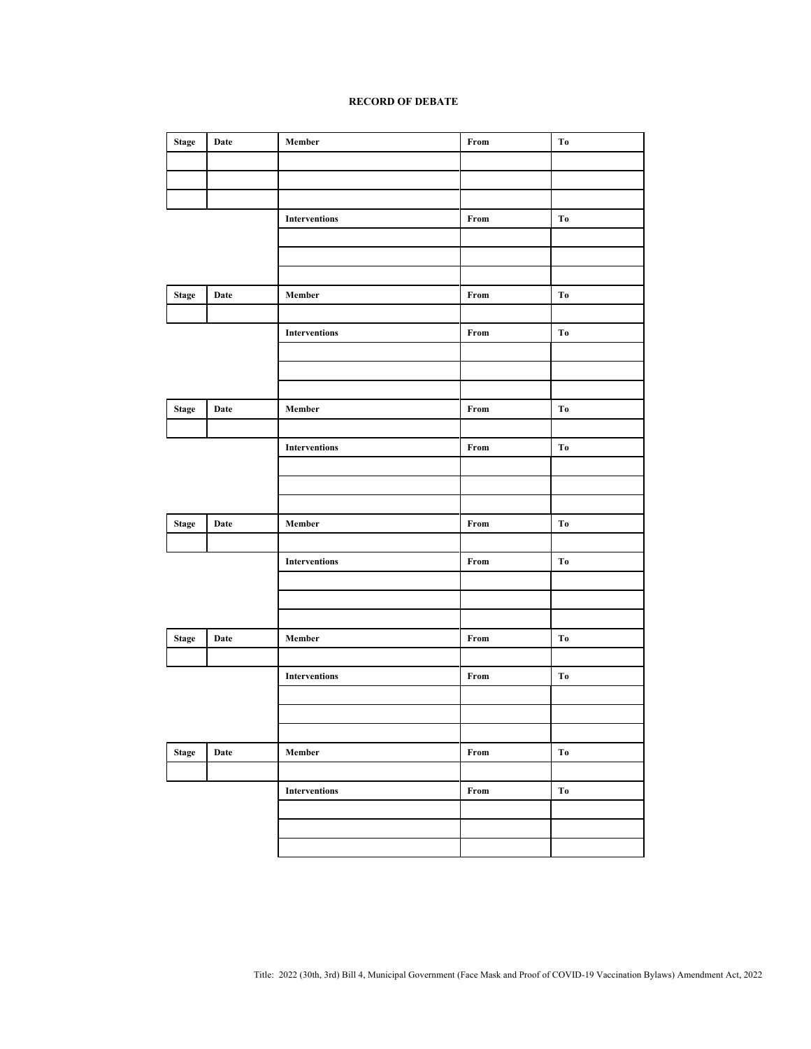**RECORD OF DEBATE**

| Stage | Date | Member | From | To |
|---|---|---|---|---|
| | | | | |
| | | | | |
| | | | | |
| | | **Interventions** | **From** | **To** |
| | | | | |
| | | | | |
| | | | | |
| **Stage** | **Date** | **Member** | **From** | **To** |
| | | | | |
| | | **Interventions** | **From** | **To** |
| | | | | |
| | | | | |
| | | | | |
| **Stage** | **Date** | **Member** | **From** | **To** |
| | | | | |
| | | **Interventions** | **From** | **To** |
| | | | | |
| | | | | |
| | | | | |
| **Stage** | **Date** | **Member** | **From** | **To** |
| | | | | |
| | | **Interventions** | **From** | **To** |
| | | | | |
| | | | | |
| | | | | |
| **Stage** | **Date** | **Member** | **From** | **To** |
| | | | | |
| | | **Interventions** | **From** | **To** |
| | | | | |
| | | | | |
| | | | | |
| **Stage** | **Date** | **Member** | **From** | **To** |
| | | | | |
| | | **Interventions** | **From** | **To** |
| | | | | |
| | | | | |
| | | | | |

Title: 2022 (30th, 3rd) Bill 4, Municipal Government (Face Mask and Proof of COVID-19 Vaccination Bylaws) Amendment Act, 2022